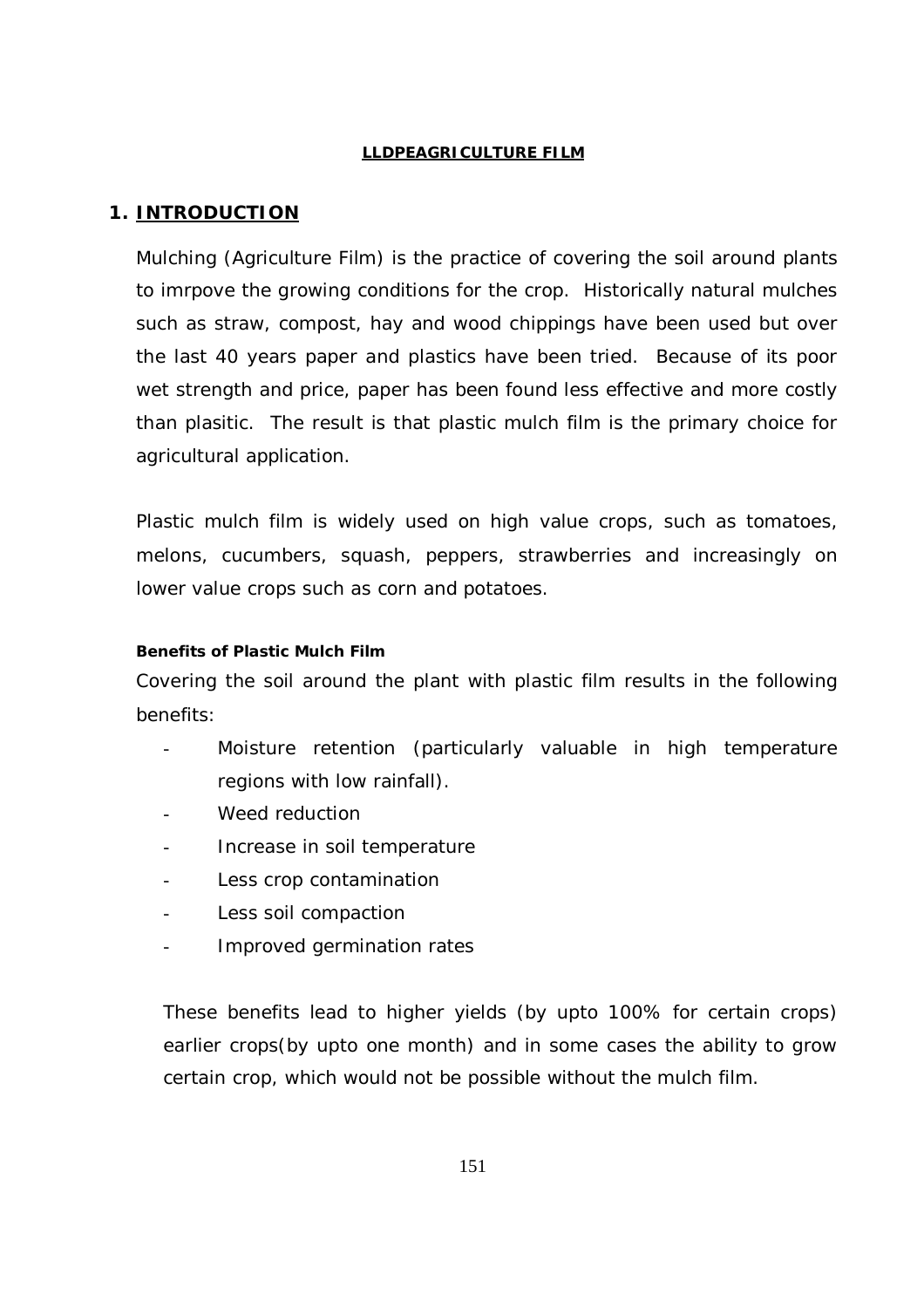**LLDPEAGRICULTURE FILM**

## 1. INTRODUCTION

Mulching (Agriculture Film) is the practice of covering the soil around plants to imrpove the growing conditions for the crop. Historically natural mulches such as straw, compost, hay and wood chippings have been used but over the last 40 years paper and plastics have been tried. Because of its poor wet strength and price, paper has been found less effective and more costly than plasitic. The result is that plastic mulch film is the primary choice for agricultural application.

Plastic mulch film is widely used on high value crops, such as tomatoes, melons, cucumbers, squash, peppers, strawberries and increasingly on lower value crops such as corn and potatoes.

#### Benefits of Plastic Mulch Film

Covering the soil around the plant with plastic film results in the following benefits:

- Moisture retention (particularly valuable in high temperature regions with low rainfall).
- Weed reduction
- Increase in soil temperature
- Less crop contamination
- Less soil compaction
- Improved germination rates

These benefits lead to higher yields (by upto 100% for certain crops) earlier crops(by upto one month) and in some cases the ability to grow certain crop, which would not be possible without the mulch film.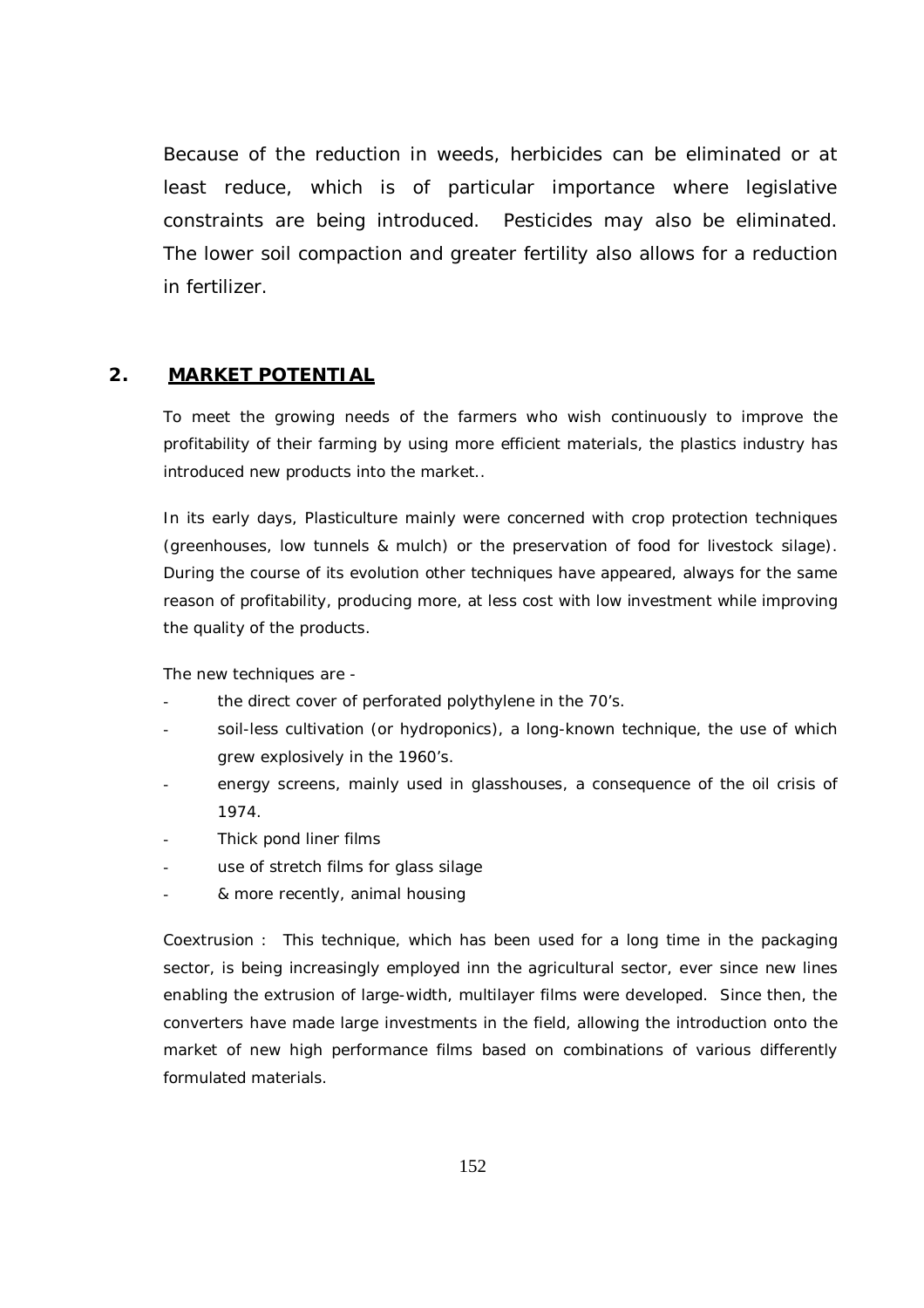Because of the reduction in weeds, herbicides can be eliminated or at least reduce, which is of particular importance where legislative constraints are being introduced. Pesticides may also be eliminated. The lower soil compaction and greater fertility also allows for a reduction in fertilizer.

## 2. MARKET POTENTIAL

To meet the growing needs of the farmers who wish continuously to improve the profitability of their farming by using more efficient materials, the plastics industry has introduced new products into the market..

In its early days, Plasticulture mainly were concerned with crop protection techniques (greenhouses, low tunnels & mulch) or the preservation of food for livestock silage). During the course of its evolution other techniques have appeared, always for the same reason of profitability, producing more, at less cost with low investment while improving the quality of the products.

The new techniques are -

- the direct cover of perforated polythylene in the 70's.
- soil-less cultivation (or hydroponics), a long-known technique, the use of which grew explosively in the 1960's.
- energy screens, mainly used in glasshouses, a consequence of the oil crisis of 1974.
- Thick pond liner films
- use of stretch films for glass silage
- & more recently, animal housing

Coextrusion : This technique, which has been used for a long time in the packaging sector, is being increasingly employed inn the agricultural sector, ever since new lines enabling the extrusion of large-width, multilayer films were developed. Since then, the converters have made large investments in the field, allowing the introduction onto the market of new high performance films based on combinations of various differently formulated materials.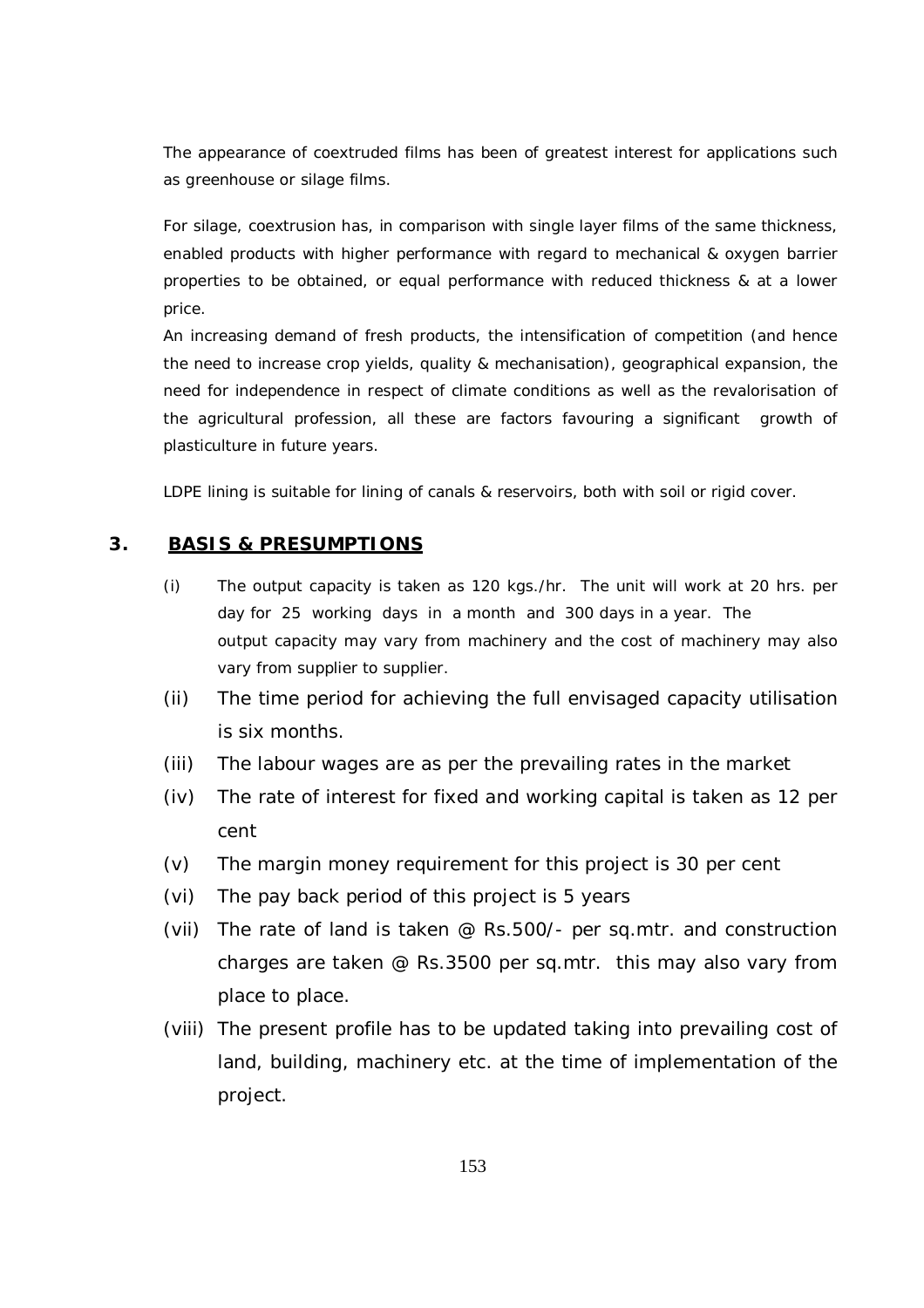The appearance of coextruded films has been of greatest interest for applications such as greenhouse or silage films.

For silage, coextrusion has, in comparison with single layer films of the same thickness, enabled products with higher performance with regard to mechanical & oxygen barrier properties to be obtained, or equal performance with reduced thickness & at a lower price.

An increasing demand of fresh products, the intensification of competition (and hence the need to increase crop yields, quality & mechanisation), geographical expansion, the need for independence in respect of climate conditions as well as the revalorisation of the agricultural profession, all these are factors favouring a significant growth of plasticulture in future years.

LDPE lining is suitable for lining of canals & reservoirs, both with soil or rigid cover.

## 3. BASIS & PRESUMPTIONS

(i) The output capacity is taken as 120 kgs./hr. The unit will work at 20 hrs. per day for 25 working days in a month and 300 days in a year. The output capacity may vary from machinery and the cost of machinery may also vary from supplier to supplier.

(ii) The time period for achieving the full envisaged capacity utilisation is six months.

(iii) The labour wages are as per the prevailing rates in the market

(iv) The rate of interest for fixed and working capital is taken as 12 per cent

(v) The margin money requirement for this project is 30 per cent

(vi) The pay back period of this project is 5 years

(vii) The rate of land is taken @ Rs.500/- per sq.mtr. and construction charges are taken @ Rs.3500 per sq.mtr. this may also vary from place to place.

(viii) The present profile has to be updated taking into prevailing cost of land, building, machinery etc. at the time of implementation of the project.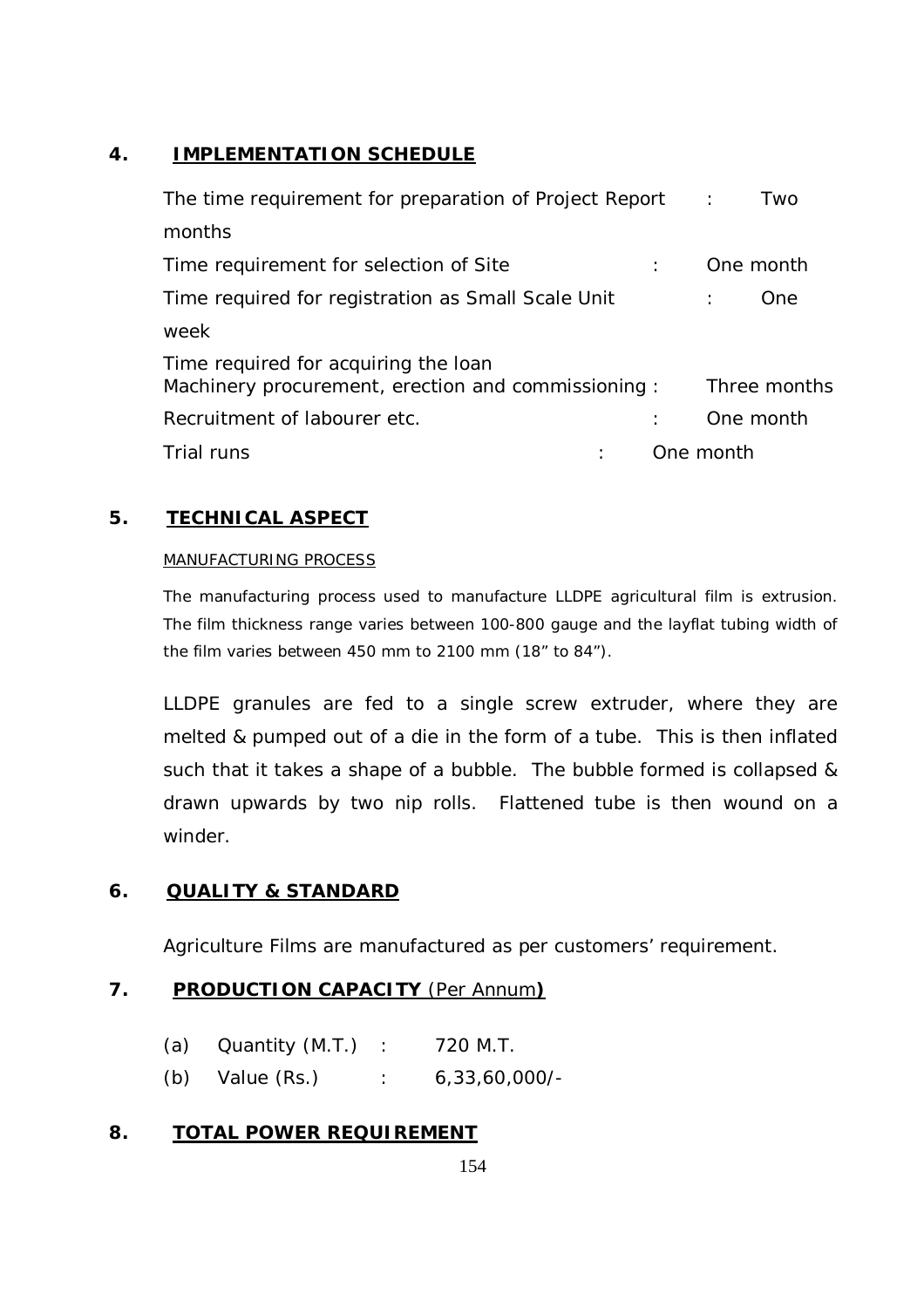## 4. IMPLEMENTATION SCHEDULE

| | | |
|---|---|---|
| The time requirement for preparation of Project Report | : | Two months |
| Time requirement for selection of Site | : | One month |
| Time required for registration as Small Scale Unit | : | One week |
| Time required for acquiring the loan Machinery procurement, erection and commissioning | : | Three months |
| Recruitment of labourer etc. | : | One month |
| Trial runs | : | One month |

## 5. TECHNICAL ASPECT

MANUFACTURING PROCESS

The manufacturing process used to manufacture LLDPE agricultural film is extrusion. The film thickness range varies between 100-800 gauge and the layflat tubing width of the film varies between 450 mm to 2100 mm (18" to 84").

LLDPE granules are fed to a single screw extruder, where they are melted & pumped out of a die in the form of a tube. This is then inflated such that it takes a shape of a bubble. The bubble formed is collapsed & drawn upwards by two nip rolls. Flattened tube is then wound on a winder.

## 6. QUALITY & STANDARD

Agriculture Films are manufactured as per customers' requirement.

## 7. PRODUCTION CAPACITY (Per Annum)

(a) Quantity (M.T.) : 720 M.T.

(b) Value (Rs.) : 6,33,60,000/-

## 8. TOTAL POWER REQUIREMENT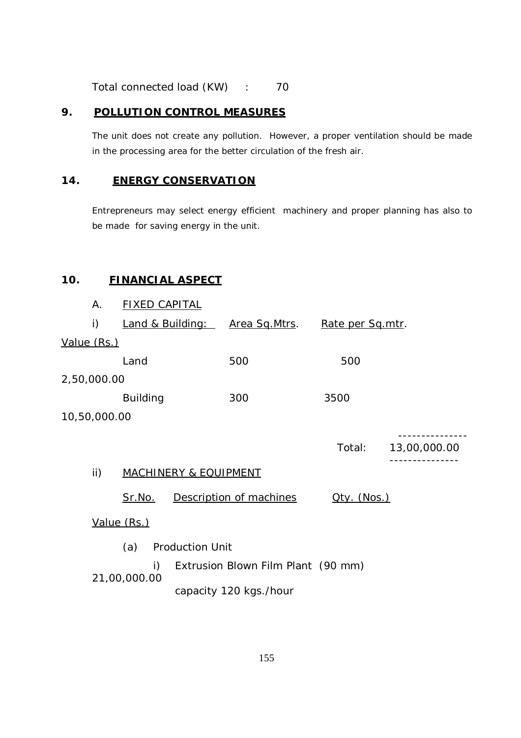Total connected load (KW) : 70

## 9. POLLUTION CONTROL MEASURES

The unit does not create any pollution. However, a proper ventilation should be made in the processing area for the better circulation of the fresh air.

## 14. ENERGY CONSERVATION

Entrepreneurs may select energy efficient machinery and proper planning has also to be made for saving energy in the unit.

## 10. FINANCIAL ASPECT

A. FIXED CAPITAL

i) Land & Building:

| | Area Sq.Mtrs. | Rate per Sq.mtr. | Value (Rs.) |
|---|---|---|---|
| Land | 500 | 500 | 2,50,000.00 |
| Building | 300 | 3500 | 10,50,000.00 |
| | | Total: | 13,00,000.00 |

ii) MACHINERY & EQUIPMENT

| Sr.No. | Description of machines | Qty. (Nos.) | Value (Rs.) |
|---|---|---|---|
| (a) | Production Unit | | |
| i) | Extrusion Blown Film Plant (90 mm) capacity 120 kgs./hour | | 21,00,000.00 |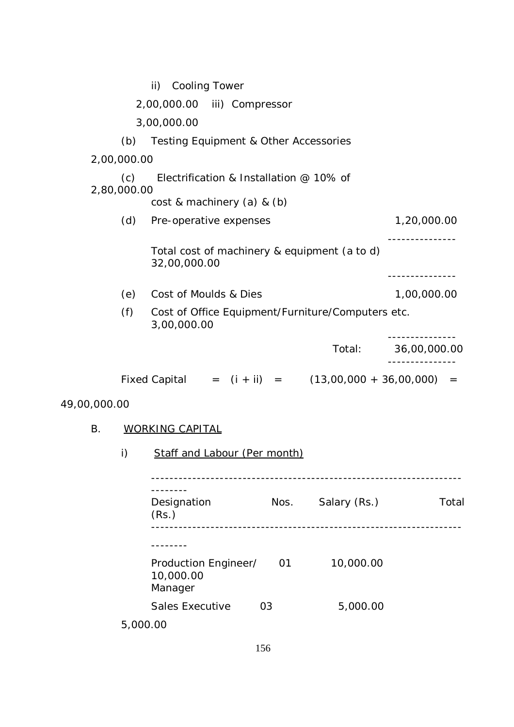ii) Cooling Tower 2,00,000.00

iii) Compressor 3,00,000.00

(b) Testing Equipment & Other Accessories 2,00,000.00

(c) Electrification & Installation @ 10% of cost & machinery (a) & (b) 2,80,000.00

(d) Pre-operative expenses 1,20,000.00

---------------

Total cost of machinery & equipment (a to d) 32,00,000.00

---------------

(e) Cost of Moulds & Dies 1,00,000.00

(f) Cost of Office Equipment/Furniture/Computers etc. 3,00,000.00

---------------

Total: 36,00,000.00

---------------

Fixed Capital = (i + ii) = (13,00,000 + 36,00,000) = 49,00,000.00

B. <u>WORKING CAPITAL</u>

i) <u>Staff and Labour (Per month)</u>

| Designation | Nos. | Salary (Rs.) | Total (Rs.) |
|---|---|---|---|
| Production Engineer/ Manager | 01 | 10,000.00 | 10,000.00 |
| Sales Executive | 03 | 5,000.00 | 5,000.00 |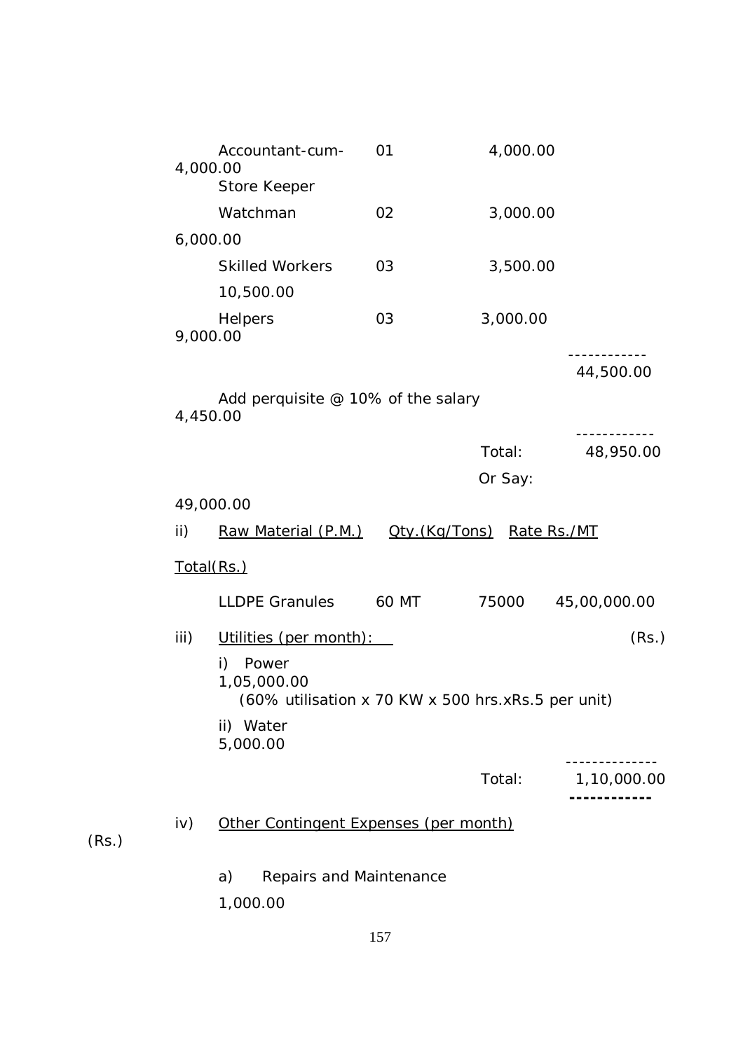| Designation | No. | Salary (Rs.) | Total (Rs.) |
|---|---|---|---|
| Accountant-cum-Store Keeper | 01 | 4,000.00 | 4,000.00 |
| Watchman | 02 | 3,000.00 | 6,000.00 |
| Skilled Workers | 03 | 3,500.00 | 10,500.00 |
| Helpers | 03 | 3,000.00 | 9,000.00 |
| | | | 44,500.00 |
| Add perquisite @ 10% of the salary | | | 4,450.00 |
| | | Total: | 48,950.00 |
| | | Or Say: | 49,000.00 |

ii) Raw Material (P.M.)

| Raw Material (P.M.) | Qty.(Kg/Tons) | Rate Rs./MT | Total(Rs.) |
|---|---|---|---|
| LLDPE Granules | 60 MT | 75000 | 45,00,000.00 |

iii) Utilities (per month):

| Item | (Rs.) |
|---|---|
| i) Power (60% utilisation x 70 KW x 500 hrs.xRs.5 per unit) | 1,05,000.00 |
| ii) Water | 5,000.00 |
| Total: | 1,10,000.00 |

iv) Other Contingent Expenses (per month)

| Item | (Rs.) |
|---|---|
| a) Repairs and Maintenance | 1,000.00 |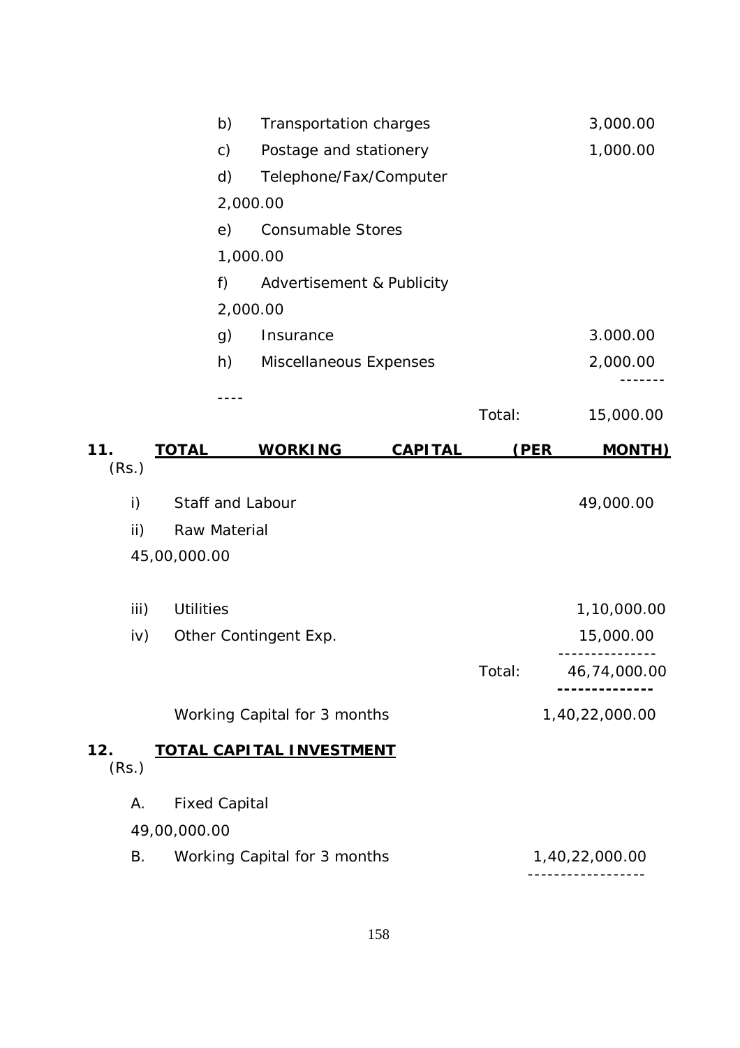b) Transportation charges 3,000.00

c) Postage and stationery 1,000.00

d) Telephone/Fax/Computer 2,000.00

e) Consumable Stores 1,000.00

f) Advertisement & Publicity 2,000.00

g) Insurance 3.000.00

h) Miscellaneous Expenses 2,000.00

Total: 15,000.00

**11. TOTAL WORKING CAPITAL (PER MONTH)** (Rs.)

i) Staff and Labour 49,000.00

ii) Raw Material 45,00,000.00

iii) Utilities 1,10,000.00

iv) Other Contingent Exp. 15,000.00

Total: 46,74,000.00

Working Capital for 3 months 1,40,22,000.00

**12. TOTAL CAPITAL INVESTMENT** (Rs.)

A. Fixed Capital 49,00,000.00

B. Working Capital for 3 months 1,40,22,000.00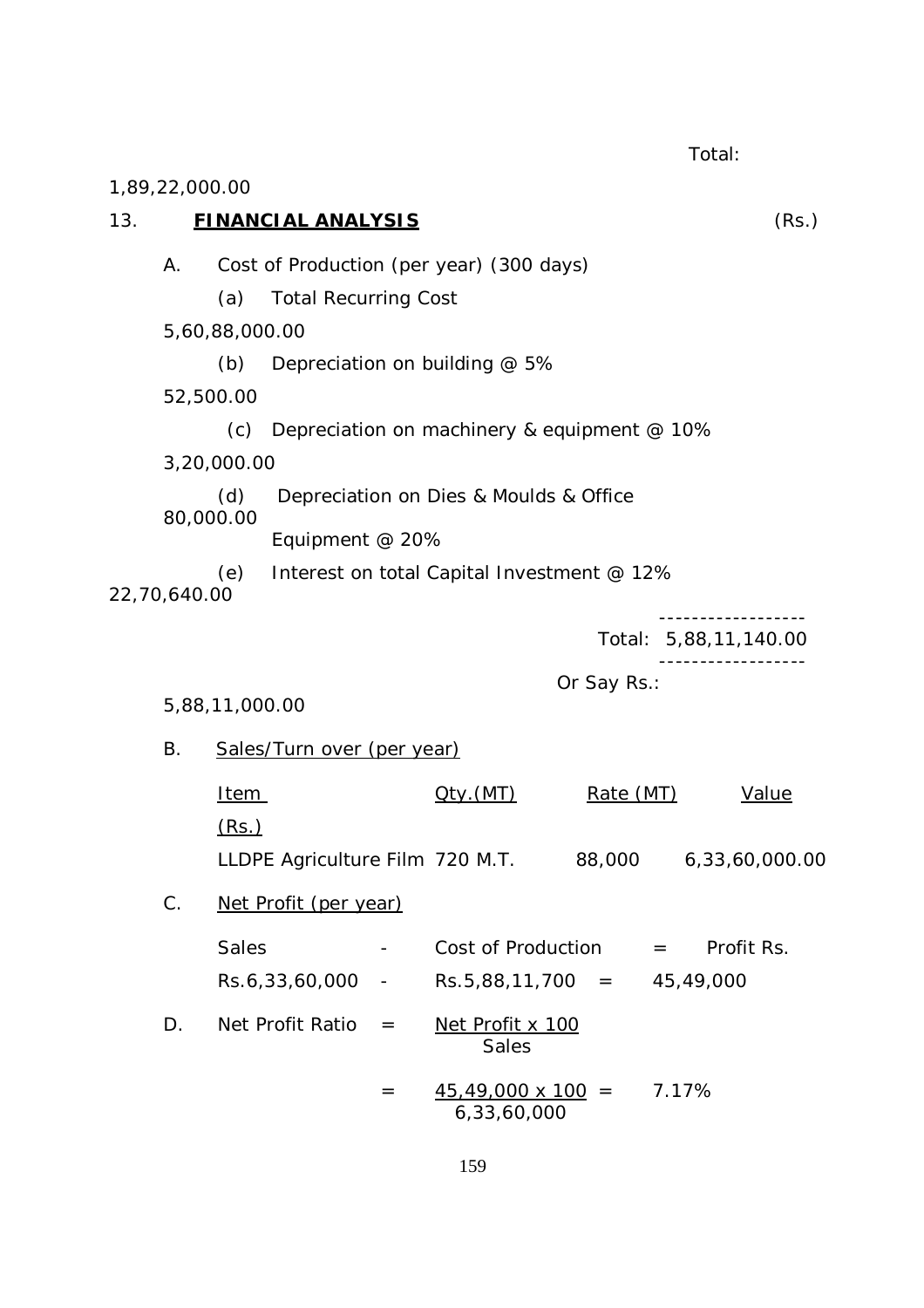Total: 1,89,22,000.00

## 13. **FINANCIAL ANALYSIS** (Rs.)

A. Cost of Production (per year) (300 days)

| | | |
|---|---|---|
| (a) | Total Recurring Cost | 5,60,88,000.00 |
| (b) | Depreciation on building @ 5% | 52,500.00 |
| (c) | Depreciation on machinery & equipment @ 10% | 3,20,000.00 |
| (d) | Depreciation on Dies & Moulds & Office Equipment @ 20% | 80,000.00 |
| (e) | Interest on total Capital Investment @ 12% | 22,70,640.00 |
| | Total: | 5,88,11,140.00 |
| | Or Say Rs.: | 5,88,11,000.00 |

B. Sales/Turn over (per year)

| Item | Qty.(MT) | Rate (MT) | Value (Rs.) |
|---|---|---|---|
| LLDPE Agriculture Film | 720 M.T. | 88,000 | 6,33,60,000.00 |

C. Net Profit (per year)

| Sales | - | Cost of Production | = | Profit Rs. |
|---|---|---|---|---|
| Rs.6,33,60,000 | - | Rs.5,88,11,700 | = | 45,49,000 |

D. Net Profit Ratio $= \dfrac{\text{Net Profit} \times 100}{\text{Sales}}$

$= \dfrac{45,49,000 \times 100}{6,33,60,000} = 7.17\%$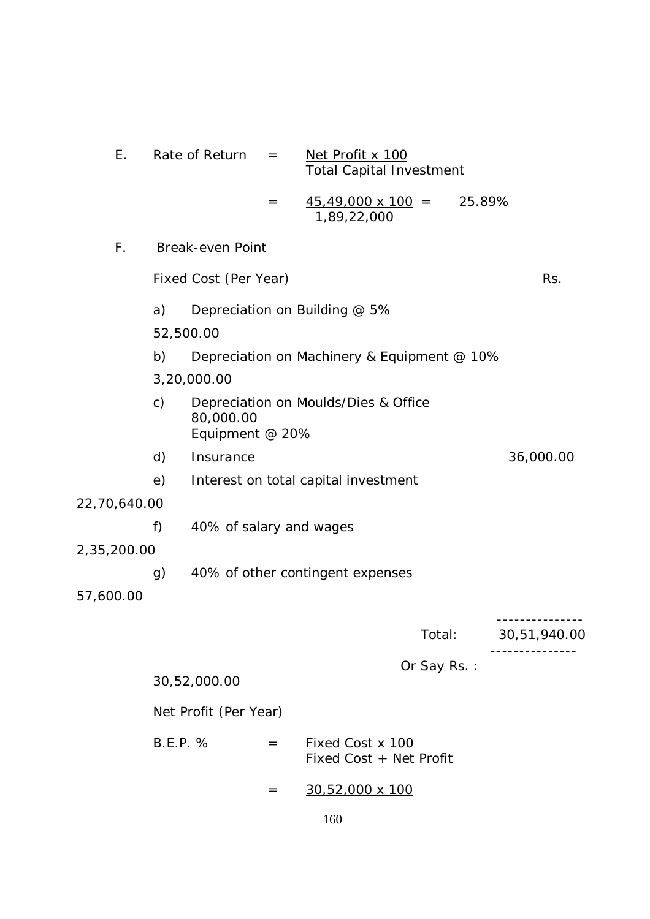E. Rate of Return = $\frac{\text{Net Profit x 100}}{\text{Total Capital Investment}}$

= $\frac{45,49,000 \text{ x } 100}{1,89,22,000}$ = 25.89%

F. Break-even Point

| Fixed Cost (Per Year) | Rs. |
|---|---|
| a) Depreciation on Building @ 5% | 52,500.00 |
| b) Depreciation on Machinery & Equipment @ 10% | 3,20,000.00 |
| c) Depreciation on Moulds/Dies & Office Equipment @ 20% | 80,000.00 |
| d) Insurance | 36,000.00 |
| e) Interest on total capital investment | 22,70,640.00 |
| f) 40% of salary and wages | 2,35,200.00 |
| g) 40% of other contingent expenses | 57,600.00 |
| Total: | 30,51,940.00 |
| Or Say Rs. : | 30,52,000.00 |

Net Profit (Per Year)

B.E.P. % = $\frac{\text{Fixed Cost x 100}}{\text{Fixed Cost + Net Profit}}$

= 30,52,000 x 100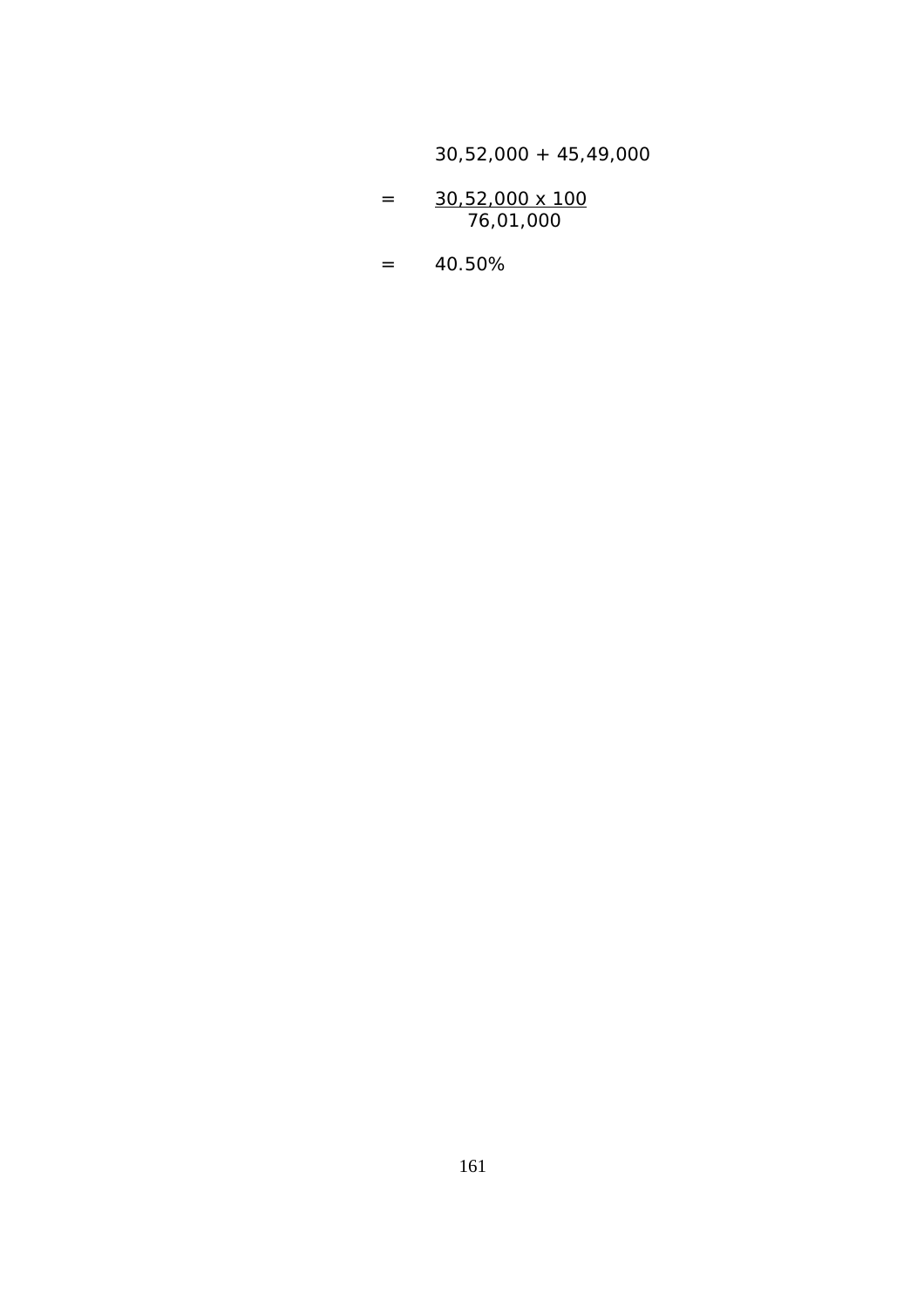30,52,000 + 45,49,000

$$= \frac{30{,}52{,}000 \times 100}{76{,}01{,}000}$$

$$= 40.50\%$$